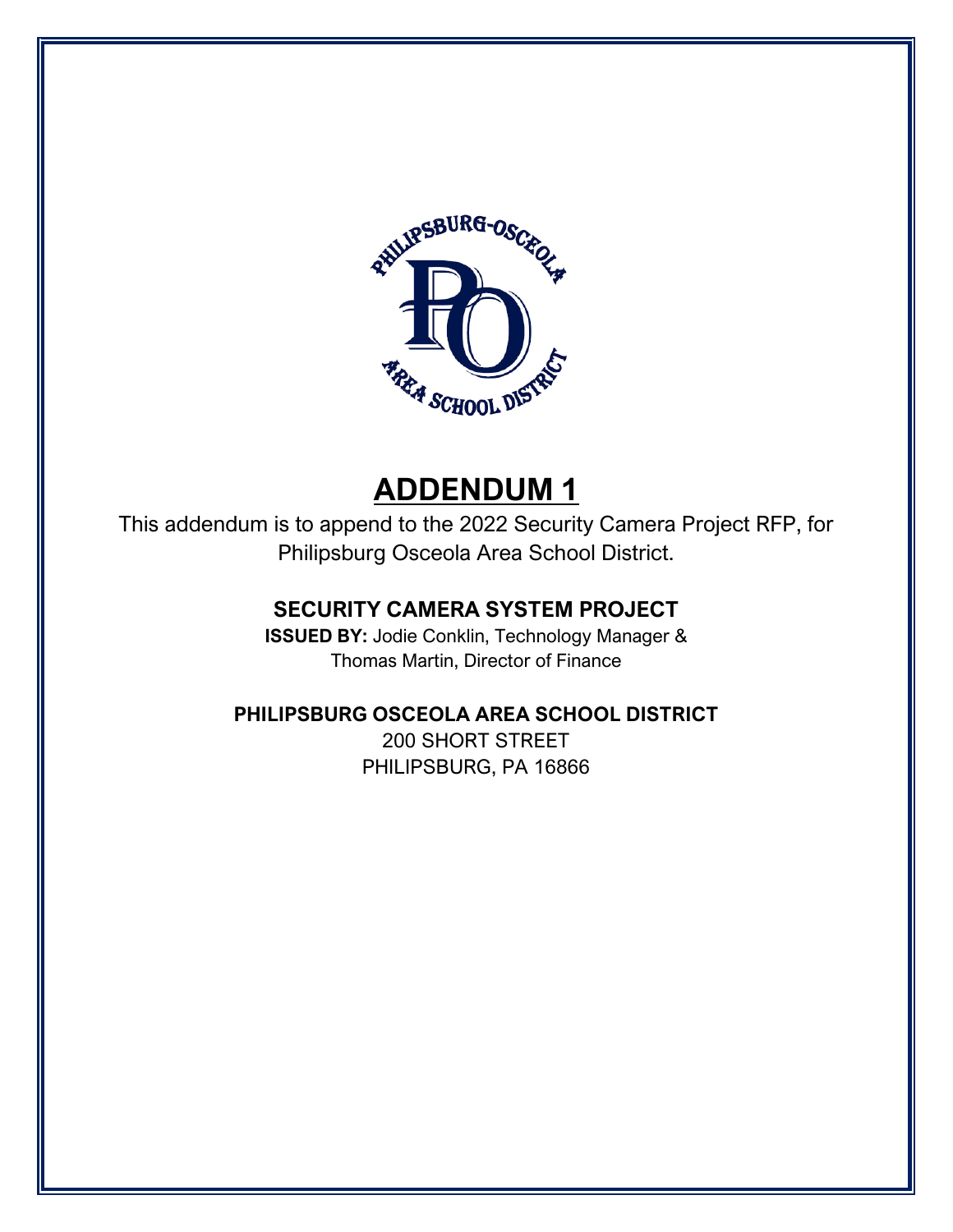# ADDENDUM 1

This addendum is to append to the 2022 Security Camera Project RFP, for Philipsburg Osceola Area School District.

## SECURITY CAMERA SYSTEM PROJECT

**ISSUED BY:** Jodie Conklin, Technology Manager &
Thomas Martin, Director of Finance

## PHILIPSBURG OSCEOLA AREA SCHOOL DISTRICT

200 SHORT STREET
PHILIPSBURG, PA 16866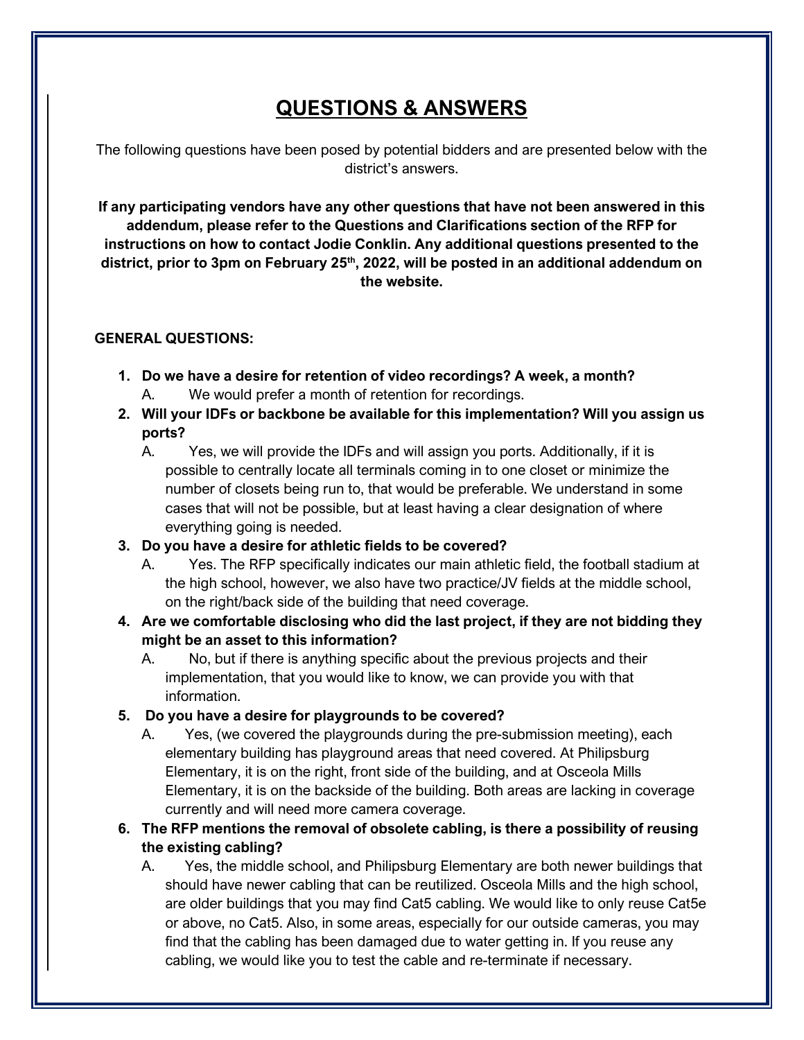# QUESTIONS & ANSWERS

The following questions have been posed by potential bidders and are presented below with the district's answers.

**If any participating vendors have any other questions that have not been answered in this addendum, please refer to the Questions and Clarifications section of the RFP for instructions on how to contact Jodie Conklin. Any additional questions presented to the district, prior to 3pm on February 25th, 2022, will be posted in an additional addendum on the website.**

**GENERAL QUESTIONS:**

1. **Do we have a desire for retention of video recordings? A week, a month?**
   A. We would prefer a month of retention for recordings.
2. **Will your IDFs or backbone be available for this implementation? Will you assign us ports?**
   A. Yes, we will provide the IDFs and will assign you ports. Additionally, if it is possible to centrally locate all terminals coming in to one closet or minimize the number of closets being run to, that would be preferable. We understand in some cases that will not be possible, but at least having a clear designation of where everything going is needed.
3. **Do you have a desire for athletic fields to be covered?**
   A. Yes. The RFP specifically indicates our main athletic field, the football stadium at the high school, however, we also have two practice/JV fields at the middle school, on the right/back side of the building that need coverage.
4. **Are we comfortable disclosing who did the last project, if they are not bidding they might be an asset to this information?**
   A. No, but if there is anything specific about the previous projects and their implementation, that you would like to know, we can provide you with that information.
5. **Do you have a desire for playgrounds to be covered?**
   A. Yes, (we covered the playgrounds during the pre-submission meeting), each elementary building has playground areas that need covered. At Philipsburg Elementary, it is on the right, front side of the building, and at Osceola Mills Elementary, it is on the backside of the building. Both areas are lacking in coverage currently and will need more camera coverage.
6. **The RFP mentions the removal of obsolete cabling, is there a possibility of reusing the existing cabling?**
   A. Yes, the middle school, and Philipsburg Elementary are both newer buildings that should have newer cabling that can be reutilized. Osceola Mills and the high school, are older buildings that you may find Cat5 cabling. We would like to only reuse Cat5e or above, no Cat5. Also, in some areas, especially for our outside cameras, you may find that the cabling has been damaged due to water getting in. If you reuse any cabling, we would like you to test the cable and re-terminate if necessary.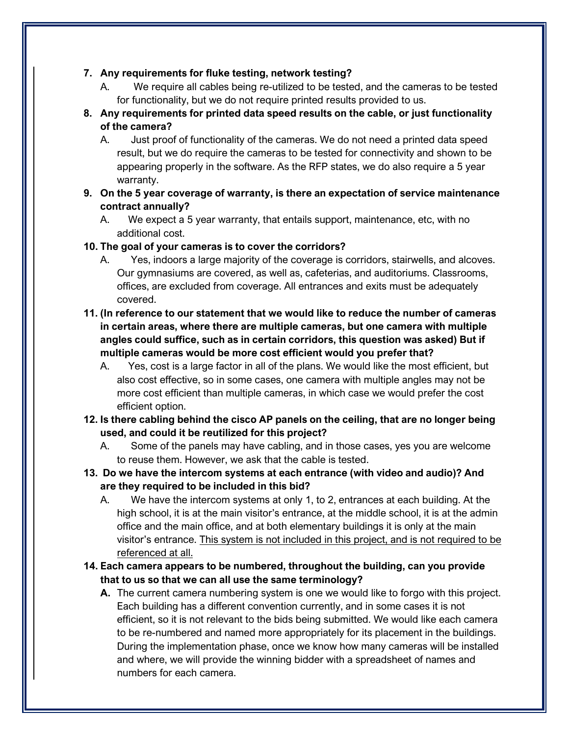7. **Any requirements for fluke testing, network testing?**
    A. We require all cables being re-utilized to be tested, and the cameras to be tested for functionality, but we do not require printed results provided to us.

8. **Any requirements for printed data speed results on the cable, or just functionality of the camera?**
    A. Just proof of functionality of the cameras. We do not need a printed data speed result, but we do require the cameras to be tested for connectivity and shown to be appearing properly in the software. As the RFP states, we do also require a 5 year warranty.

9. **On the 5 year coverage of warranty, is there an expectation of service maintenance contract annually?**
    A. We expect a 5 year warranty, that entails support, maintenance, etc, with no additional cost.

10. **The goal of your cameras is to cover the corridors?**
    A. Yes, indoors a large majority of the coverage is corridors, stairwells, and alcoves. Our gymnasiums are covered, as well as, cafeterias, and auditoriums. Classrooms, offices, are excluded from coverage. All entrances and exits must be adequately covered.

11. **(In reference to our statement that we would like to reduce the number of cameras in certain areas, where there are multiple cameras, but one camera with multiple angles could suffice, such as in certain corridors, this question was asked) But if multiple cameras would be more cost efficient would you prefer that?**
    A. Yes, cost is a large factor in all of the plans. We would like the most efficient, but also cost effective, so in some cases, one camera with multiple angles may not be more cost efficient than multiple cameras, in which case we would prefer the cost efficient option.

12. **Is there cabling behind the cisco AP panels on the ceiling, that are no longer being used, and could it be reutilized for this project?**
    A. Some of the panels may have cabling, and in those cases, yes you are welcome to reuse them. However, we ask that the cable is tested.

13. **Do we have the intercom systems at each entrance (with video and audio)? And are they required to be included in this bid?**
    A. We have the intercom systems at only 1, to 2, entrances at each building. At the high school, it is at the main visitor's entrance, at the middle school, it is at the admin office and the main office, and at both elementary buildings it is only at the main visitor's entrance. <u>This system is not included in this project, and is not required to be referenced at all.</u>

14. **Each camera appears to be numbered, throughout the building, can you provide that to us so that we can all use the same terminology?**
    **A.** The current camera numbering system is one we would like to forgo with this project. Each building has a different convention currently, and in some cases it is not efficient, so it is not relevant to the bids being submitted. We would like each camera to be re-numbered and named more appropriately for its placement in the buildings. During the implementation phase, once we know how many cameras will be installed and where, we will provide the winning bidder with a spreadsheet of names and numbers for each camera.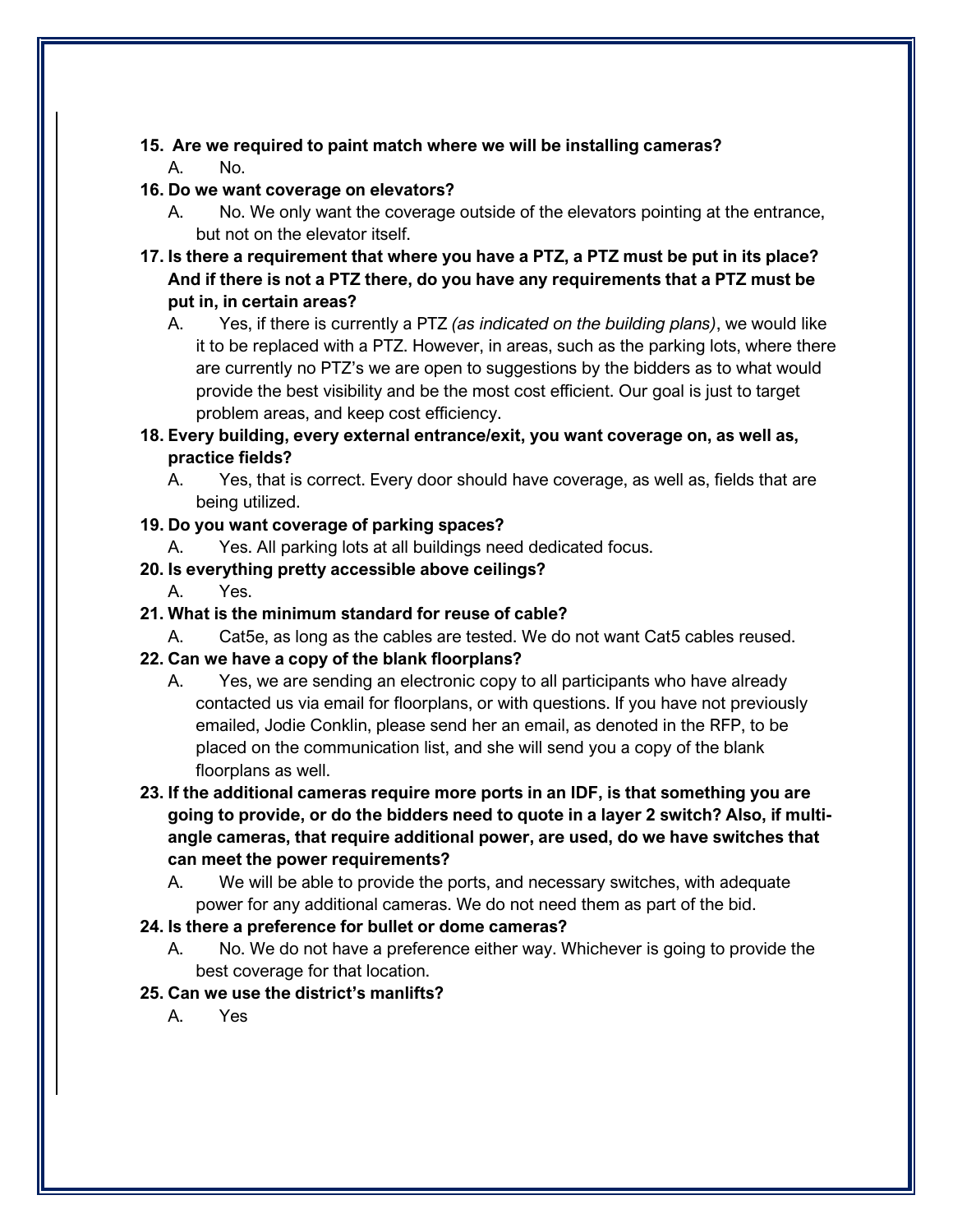**15. Are we required to paint match where we will be installing cameras?**

A. No.

**16. Do we want coverage on elevators?**

A. No. We only want the coverage outside of the elevators pointing at the entrance, but not on the elevator itself.

**17. Is there a requirement that where you have a PTZ, a PTZ must be put in its place? And if there is not a PTZ there, do you have any requirements that a PTZ must be put in, in certain areas?**

A. Yes, if there is currently a PTZ *(as indicated on the building plans)*, we would like it to be replaced with a PTZ. However, in areas, such as the parking lots, where there are currently no PTZ's we are open to suggestions by the bidders as to what would provide the best visibility and be the most cost efficient. Our goal is just to target problem areas, and keep cost efficiency.

**18. Every building, every external entrance/exit, you want coverage on, as well as, practice fields?**

A. Yes, that is correct. Every door should have coverage, as well as, fields that are being utilized.

**19. Do you want coverage of parking spaces?**

A. Yes. All parking lots at all buildings need dedicated focus.

**20. Is everything pretty accessible above ceilings?**

A. Yes.

**21. What is the minimum standard for reuse of cable?**

A. Cat5e, as long as the cables are tested. We do not want Cat5 cables reused.

**22. Can we have a copy of the blank floorplans?**

A. Yes, we are sending an electronic copy to all participants who have already contacted us via email for floorplans, or with questions. If you have not previously emailed, Jodie Conklin, please send her an email, as denoted in the RFP, to be placed on the communication list, and she will send you a copy of the blank floorplans as well.

**23. If the additional cameras require more ports in an IDF, is that something you are going to provide, or do the bidders need to quote in a layer 2 switch? Also, if multi-angle cameras, that require additional power, are used, do we have switches that can meet the power requirements?**

A. We will be able to provide the ports, and necessary switches, with adequate power for any additional cameras. We do not need them as part of the bid.

**24. Is there a preference for bullet or dome cameras?**

A. No. We do not have a preference either way. Whichever is going to provide the best coverage for that location.

**25. Can we use the district's manlifts?**

A. Yes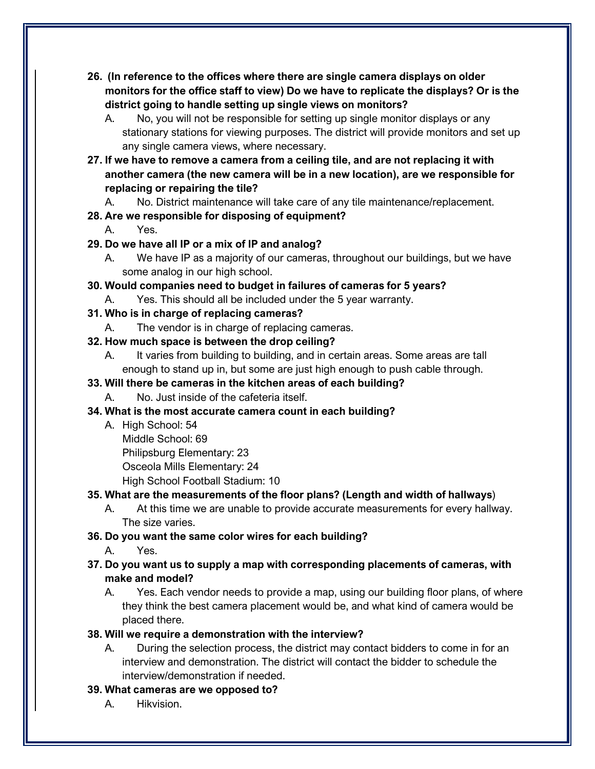**26. (In reference to the offices where there are single camera displays on older monitors for the office staff to view) Do we have to replicate the displays? Or is the district going to handle setting up single views on monitors?**

A. No, you will not be responsible for setting up single monitor displays or any stationary stations for viewing purposes. The district will provide monitors and set up any single camera views, where necessary.

**27. If we have to remove a camera from a ceiling tile, and are not replacing it with another camera (the new camera will be in a new location), are we responsible for replacing or repairing the tile?**

A. No. District maintenance will take care of any tile maintenance/replacement.

**28. Are we responsible for disposing of equipment?**

A. Yes.

**29. Do we have all IP or a mix of IP and analog?**

A. We have IP as a majority of our cameras, throughout our buildings, but we have some analog in our high school.

**30. Would companies need to budget in failures of cameras for 5 years?**

A. Yes. This should all be included under the 5 year warranty.

**31. Who is in charge of replacing cameras?**

A. The vendor is in charge of replacing cameras.

**32. How much space is between the drop ceiling?**

A. It varies from building to building, and in certain areas. Some areas are tall enough to stand up in, but some are just high enough to push cable through.

**33. Will there be cameras in the kitchen areas of each building?**

A. No. Just inside of the cafeteria itself.

**34. What is the most accurate camera count in each building?**

A. High School: 54
Middle School: 69
Philipsburg Elementary: 23
Osceola Mills Elementary: 24
High School Football Stadium: 10

**35. What are the measurements of the floor plans? (Length and width of hallways**)

A. At this time we are unable to provide accurate measurements for every hallway. The size varies.

**36. Do you want the same color wires for each building?**

A. Yes.

**37. Do you want us to supply a map with corresponding placements of cameras, with make and model?**

A. Yes. Each vendor needs to provide a map, using our building floor plans, of where they think the best camera placement would be, and what kind of camera would be placed there.

**38. Will we require a demonstration with the interview?**

A. During the selection process, the district may contact bidders to come in for an interview and demonstration. The district will contact the bidder to schedule the interview/demonstration if needed.

**39. What cameras are we opposed to?**

A. Hikvision.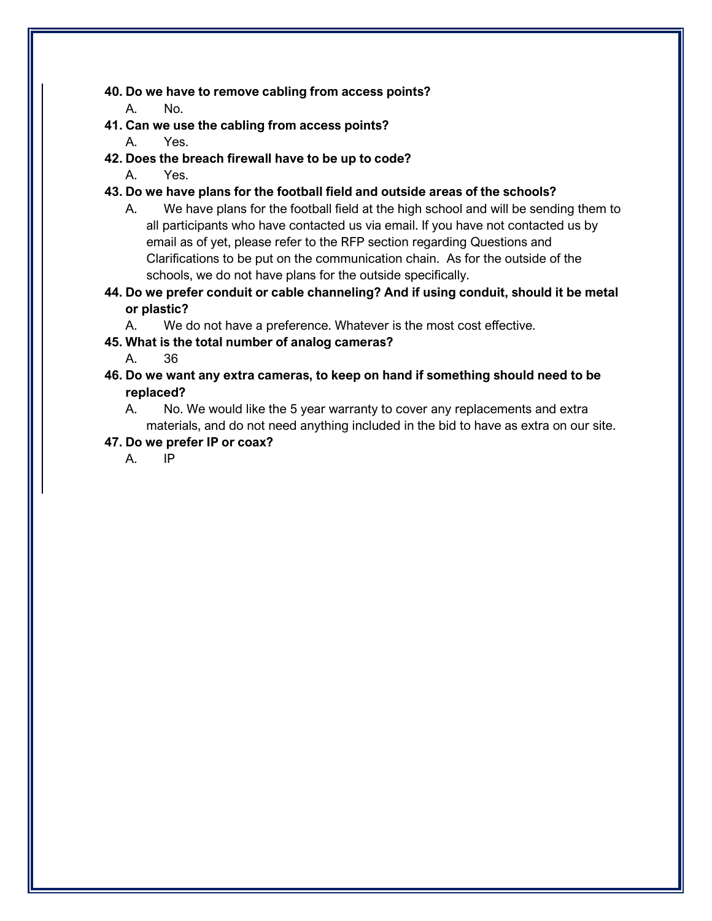**40. Do we have to remove cabling from access points?**

A. No.

**41. Can we use the cabling from access points?**

A. Yes.

**42. Does the breach firewall have to be up to code?**

A. Yes.

**43. Do we have plans for the football field and outside areas of the schools?**

A. We have plans for the football field at the high school and will be sending them to all participants who have contacted us via email. If you have not contacted us by email as of yet, please refer to the RFP section regarding Questions and Clarifications to be put on the communication chain. As for the outside of the schools, we do not have plans for the outside specifically.

**44. Do we prefer conduit or cable channeling? And if using conduit, should it be metal or plastic?**

A. We do not have a preference. Whatever is the most cost effective.

**45. What is the total number of analog cameras?**

A. 36

**46. Do we want any extra cameras, to keep on hand if something should need to be replaced?**

A. No. We would like the 5 year warranty to cover any replacements and extra materials, and do not need anything included in the bid to have as extra on our site.

**47. Do we prefer IP or coax?**

A. IP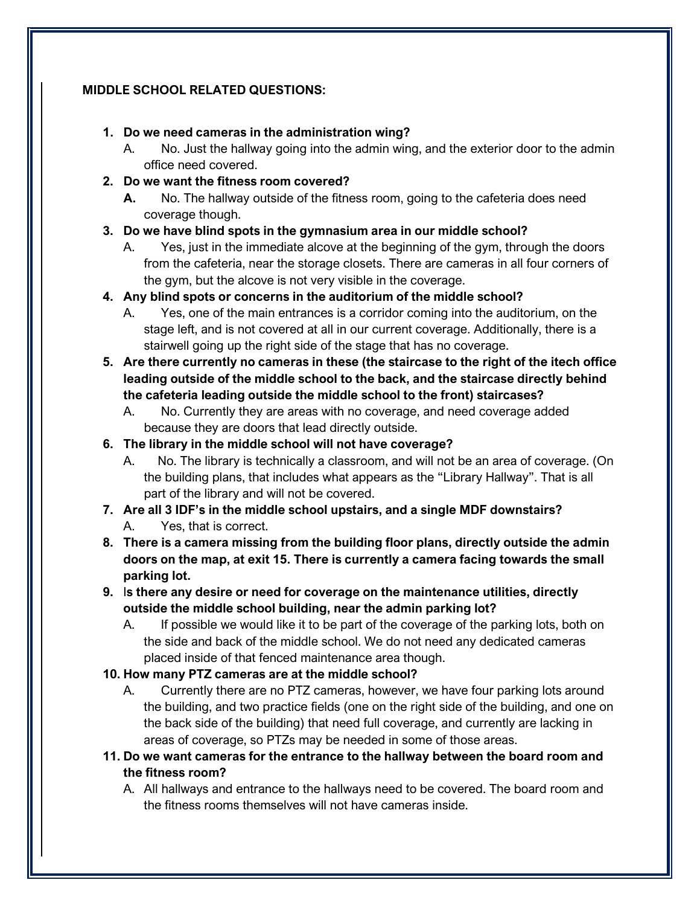**MIDDLE SCHOOL RELATED QUESTIONS:**

1. **Do we need cameras in the administration wing?**
   A. No. Just the hallway going into the admin wing, and the exterior door to the admin office need covered.
2. **Do we want the fitness room covered?**
   **A.** No. The hallway outside of the fitness room, going to the cafeteria does need coverage though.
3. **Do we have blind spots in the gymnasium area in our middle school?**
   A. Yes, just in the immediate alcove at the beginning of the gym, through the doors from the cafeteria, near the storage closets. There are cameras in all four corners of the gym, but the alcove is not very visible in the coverage.
4. **Any blind spots or concerns in the auditorium of the middle school?**
   A. Yes, one of the main entrances is a corridor coming into the auditorium, on the stage left, and is not covered at all in our current coverage. Additionally, there is a stairwell going up the right side of the stage that has no coverage.
5. **Are there currently no cameras in these (the staircase to the right of the itech office leading outside of the middle school to the back, and the staircase directly behind the cafeteria leading outside the middle school to the front) staircases?**
   A. No. Currently they are areas with no coverage, and need coverage added because they are doors that lead directly outside.
6. **The library in the middle school will not have coverage?**
   A. No. The library is technically a classroom, and will not be an area of coverage. (On the building plans, that includes what appears as the "Library Hallway". That is all part of the library and will not be covered.
7. **Are all 3 IDF's in the middle school upstairs, and a single MDF downstairs?**
   A. Yes, that is correct.
8. **There is a camera missing from the building floor plans, directly outside the admin doors on the map, at exit 15. There is currently a camera facing towards the small parking lot.**
9. I**s there any desire or need for coverage on the maintenance utilities, directly outside the middle school building, near the admin parking lot?**
   A. If possible we would like it to be part of the coverage of the parking lots, both on the side and back of the middle school. We do not need any dedicated cameras placed inside of that fenced maintenance area though.
10. **How many PTZ cameras are at the middle school?**
    A. Currently there are no PTZ cameras, however, we have four parking lots around the building, and two practice fields (one on the right side of the building, and one on the back side of the building) that need full coverage, and currently are lacking in areas of coverage, so PTZs may be needed in some of those areas.
11. **Do we want cameras for the entrance to the hallway between the board room and the fitness room?**
    A. All hallways and entrance to the hallways need to be covered. The board room and the fitness rooms themselves will not have cameras inside.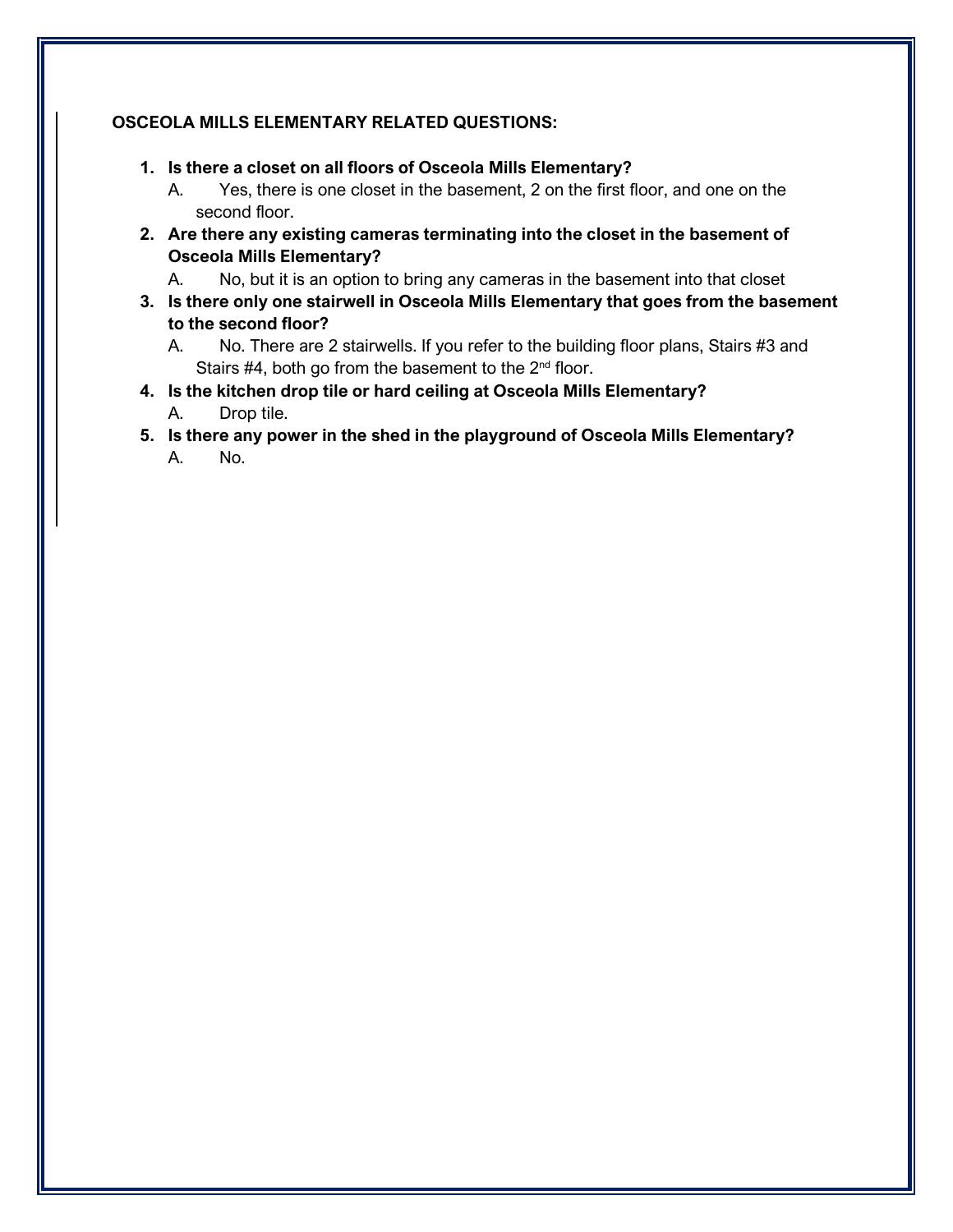**OSCEOLA MILLS ELEMENTARY RELATED QUESTIONS:**

1. **Is there a closet on all floors of Osceola Mills Elementary?**
   A. Yes, there is one closet in the basement, 2 on the first floor, and one on the second floor.
2. **Are there any existing cameras terminating into the closet in the basement of Osceola Mills Elementary?**
   A. No, but it is an option to bring any cameras in the basement into that closet
3. **Is there only one stairwell in Osceola Mills Elementary that goes from the basement to the second floor?**
   A. No. There are 2 stairwells. If you refer to the building floor plans, Stairs #3 and Stairs #4, both go from the basement to the 2nd floor.
4. **Is the kitchen drop tile or hard ceiling at Osceola Mills Elementary?**
   A. Drop tile.
5. **Is there any power in the shed in the playground of Osceola Mills Elementary?**
   A. No.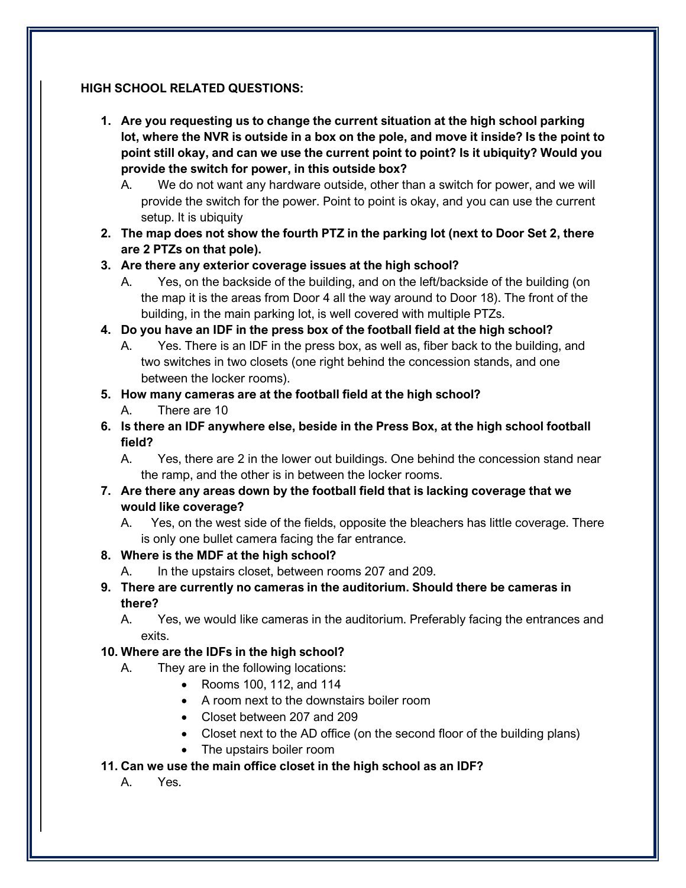**HIGH SCHOOL RELATED QUESTIONS:**

1. **Are you requesting us to change the current situation at the high school parking lot, where the NVR is outside in a box on the pole, and move it inside? Is the point to point still okay, and can we use the current point to point? Is it ubiquity? Would you provide the switch for power, in this outside box?**
   - A. We do not want any hardware outside, other than a switch for power, and we will provide the switch for the power. Point to point is okay, and you can use the current setup. It is ubiquity
2. **The map does not show the fourth PTZ in the parking lot (next to Door Set 2, there are 2 PTZs on that pole).**
3. **Are there any exterior coverage issues at the high school?**
   - A. Yes, on the backside of the building, and on the left/backside of the building (on the map it is the areas from Door 4 all the way around to Door 18). The front of the building, in the main parking lot, is well covered with multiple PTZs.
4. **Do you have an IDF in the press box of the football field at the high school?**
   - A. Yes. There is an IDF in the press box, as well as, fiber back to the building, and two switches in two closets (one right behind the concession stands, and one between the locker rooms).
5. **How many cameras are at the football field at the high school?**
   - A. There are 10
6. **Is there an IDF anywhere else, beside in the Press Box, at the high school football field?**
   - A. Yes, there are 2 in the lower out buildings. One behind the concession stand near the ramp, and the other is in between the locker rooms.
7. **Are there any areas down by the football field that is lacking coverage that we would like coverage?**
   - A. Yes, on the west side of the fields, opposite the bleachers has little coverage. There is only one bullet camera facing the far entrance.
8. **Where is the MDF at the high school?**
   - A. In the upstairs closet, between rooms 207 and 209.
9. **There are currently no cameras in the auditorium. Should there be cameras in there?**
   - A. Yes, we would like cameras in the auditorium. Preferably facing the entrances and exits.
10. **Where are the IDFs in the high school?**
    - A. They are in the following locations:
      - Rooms 100, 112, and 114
      - A room next to the downstairs boiler room
      - Closet between 207 and 209
      - Closet next to the AD office (on the second floor of the building plans)
      - The upstairs boiler room
11. **Can we use the main office closet in the high school as an IDF?**
    - A. Yes.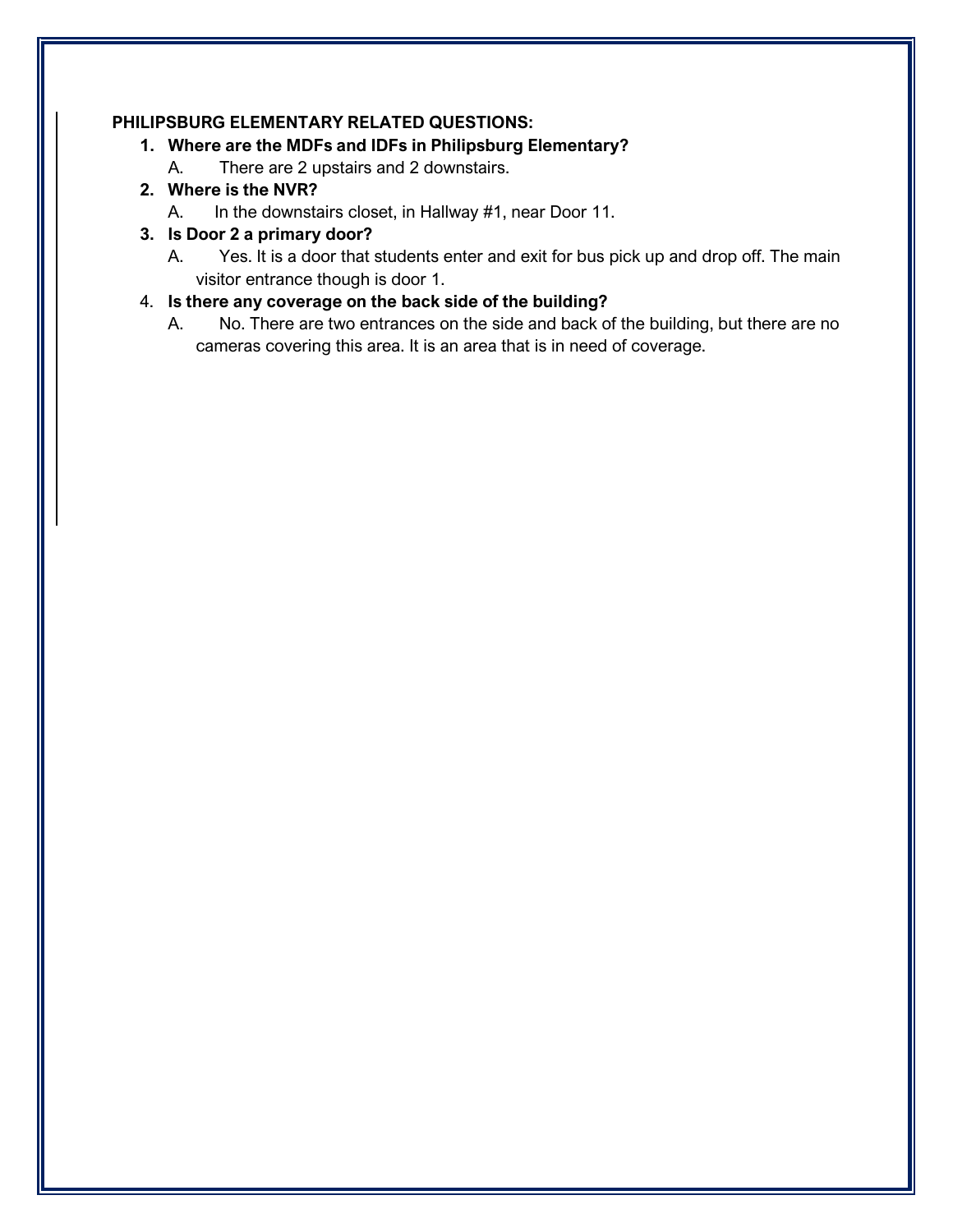**PHILIPSBURG ELEMENTARY RELATED QUESTIONS:**

1. **Where are the MDFs and IDFs in Philipsburg Elementary?**
   A. There are 2 upstairs and 2 downstairs.
2. **Where is the NVR?**
   A. In the downstairs closet, in Hallway #1, near Door 11.
3. **Is Door 2 a primary door?**
   A. Yes. It is a door that students enter and exit for bus pick up and drop off. The main visitor entrance though is door 1.
4. **Is there any coverage on the back side of the building?**
   A. No. There are two entrances on the side and back of the building, but there are no cameras covering this area. It is an area that is in need of coverage.